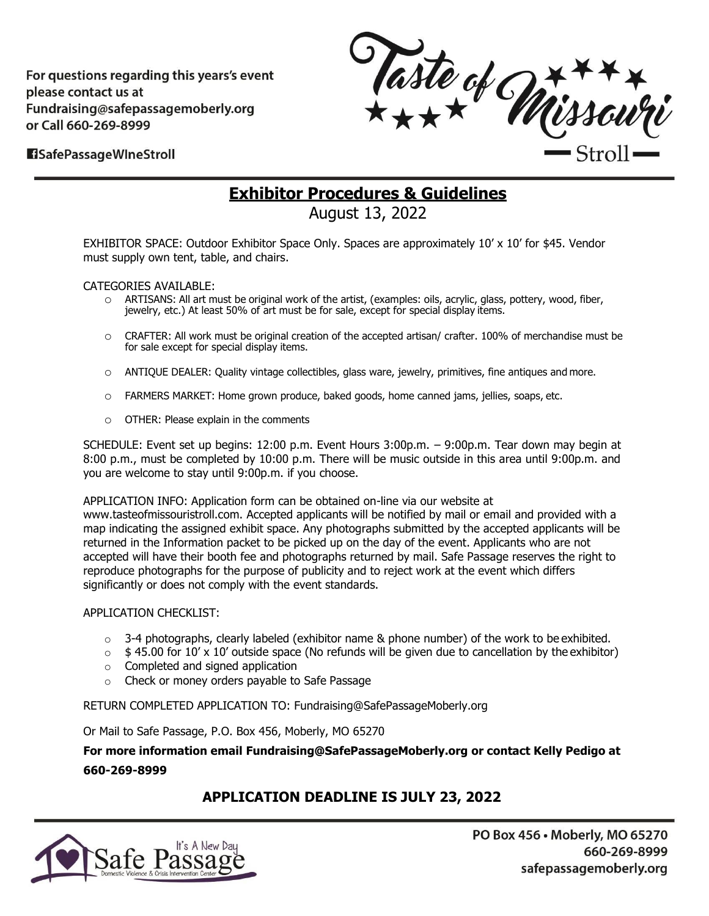For questions regarding this years's event please contact us at Fundraising@safepassagemoberly.org or Call 660-269-8999

SafePassageWIneStroll

Taste of Missouri Stroll

## Exhibitor Procedures & Guidelines

August 13, 2022

EXHIBITOR SPACE: Outdoor Exhibitor Space Only. Spaces are approximately 10' x 10' for $45. Vendor must supply own tent, table, and chairs.

CATEGORIES AVAILABLE:

- ARTISANS: All art must be original work of the artist, (examples: oils, acrylic, glass, pottery, wood, fiber, jewelry, etc.) At least 50% of art must be for sale, except for special display items.
- CRAFTER: All work must be original creation of the accepted artisan/ crafter. 100% of merchandise must be for sale except for special display items.
- ANTIQUE DEALER: Quality vintage collectibles, glass ware, jewelry, primitives, fine antiques and more.
- FARMERS MARKET: Home grown produce, baked goods, home canned jams, jellies, soaps, etc.
- OTHER: Please explain in the comments

SCHEDULE: Event set up begins: 12:00 p.m. Event Hours 3:00p.m. – 9:00p.m. Tear down may begin at 8:00 p.m., must be completed by 10:00 p.m. There will be music outside in this area until 9:00p.m. and you are welcome to stay until 9:00p.m. if you choose.

APPLICATION INFO: Application form can be obtained on-line via our website at www.tasteofmissouristroll.com. Accepted applicants will be notified by mail or email and provided with a map indicating the assigned exhibit space. Any photographs submitted by the accepted applicants will be returned in the Information packet to be picked up on the day of the event. Applicants who are not accepted will have their booth fee and photographs returned by mail. Safe Passage reserves the right to reproduce photographs for the purpose of publicity and to reject work at the event which differs significantly or does not comply with the event standards.

APPLICATION CHECKLIST:

- 3-4 photographs, clearly labeled (exhibitor name & phone number) of the work to be exhibited.
- $ 45.00 for 10' x 10' outside space (No refunds will be given due to cancellation by the exhibitor)
- Completed and signed application
- Check or money orders payable to Safe Passage

RETURN COMPLETED APPLICATION TO: Fundraising@SafePassageMoberly.org

Or Mail to Safe Passage, P.O. Box 456, Moberly, MO 65270

**For more information email Fundraising@SafePassageMoberly.org or contact Kelly Pedigo at 660-269-8999**

### APPLICATION DEADLINE IS JULY 23, 2022

Safe Passage — It's A New Day — Domestic Violence & Crisis Intervention Center

PO Box 456 • Moberly, MO 65270
660-269-8999
safepassagemoberly.org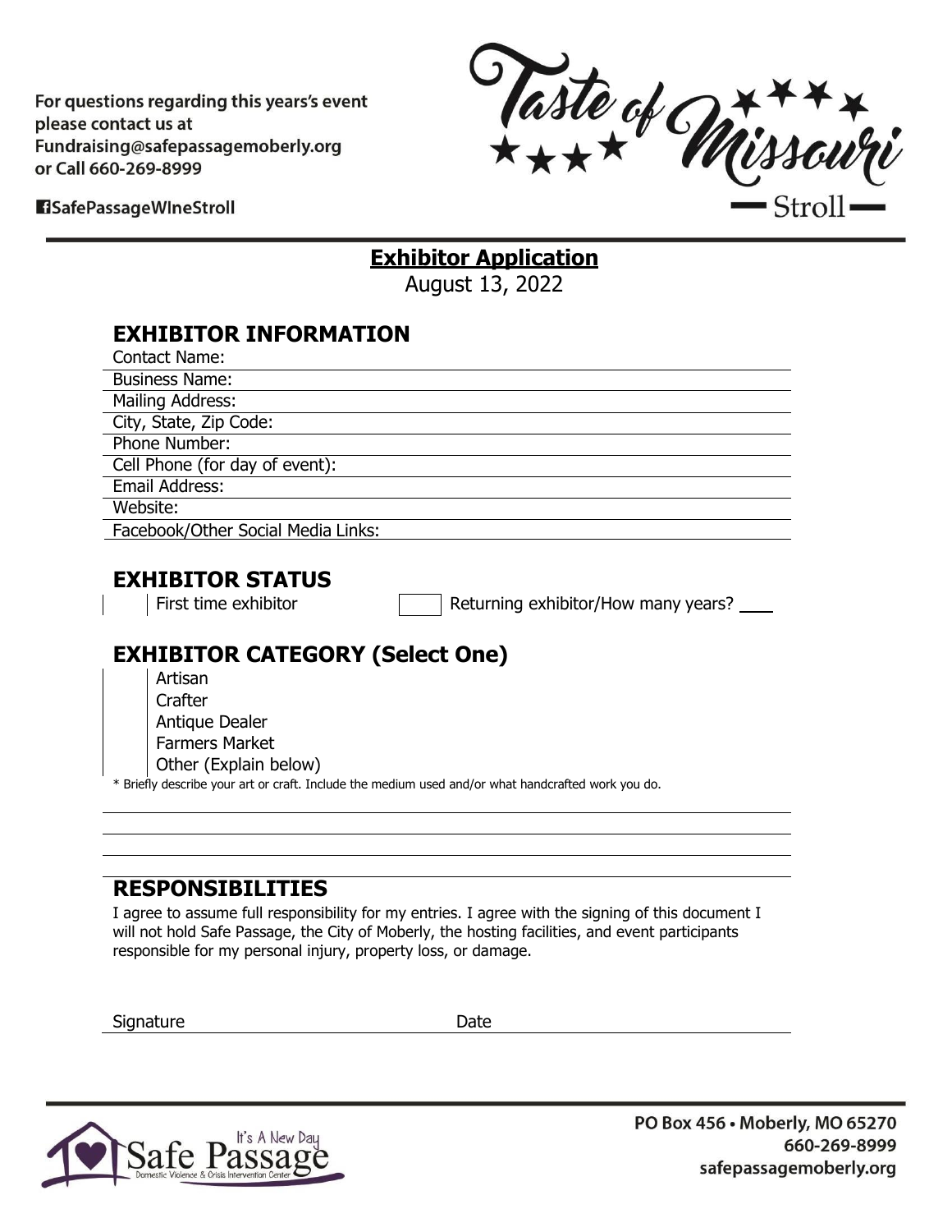For questions regarding this years's event please contact us at Fundraising@safepassagemoberly.org or Call 660-269-8999

SafePassageWIneStroll

Taste of Missouri Stroll

## Exhibitor Application

August 13, 2022

### EXHIBITOR INFORMATION

Contact Name:

Business Name:

Mailing Address:

City, State, Zip Code:

Phone Number:

Cell Phone (for day of event):

Email Address:

Website:

Facebook/Other Social Media Links:

### EXHIBITOR STATUS

☐ First time exhibitor ☐ Returning exhibitor/How many years? ___

### EXHIBITOR CATEGORY (Select One)

☐ Artisan
☐ Crafter
☐ Antique Dealer
☐ Farmers Market
☐ Other (Explain below)

* Briefly describe your art or craft. Include the medium used and/or what handcrafted work you do.

### RESPONSIBILITIES

I agree to assume full responsibility for my entries. I agree with the signing of this document I will not hold Safe Passage, the City of Moberly, the hosting facilities, and event participants responsible for my personal injury, property loss, or damage.

Signature _______________ Date _______________

Safe Passage – It's A New Day – Domestic Violence & Crisis Intervention Center

PO Box 456 • Moberly, MO 65270
660-269-8999
safepassagemoberly.org